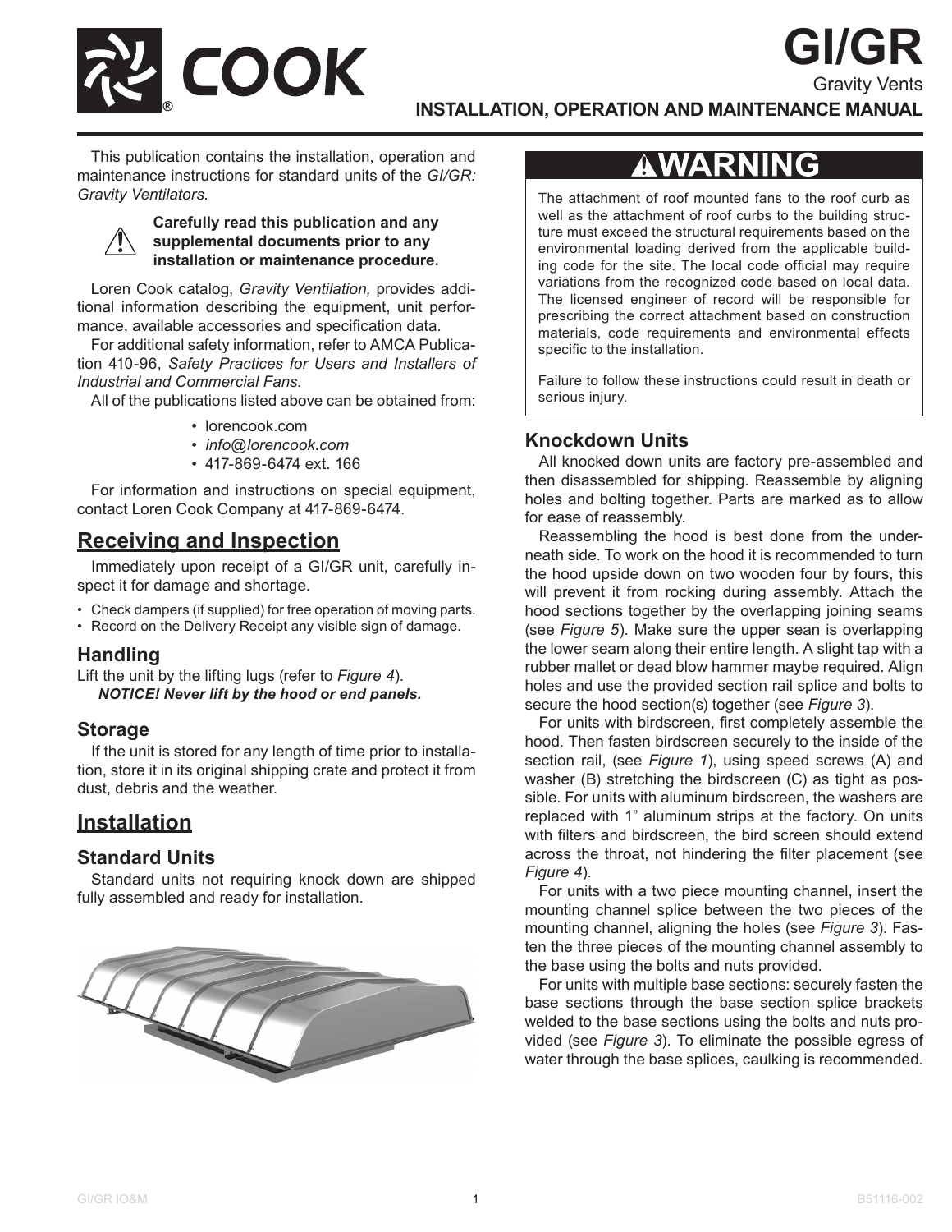# GI/GR

Gravity Vents

**INSTALLATION, OPERATION AND MAINTENANCE MANUAL**

This publication contains the installation, operation and maintenance instructions for standard units of the *GI/GR: Gravity Ventilators*.

**Carefully read this publication and any supplemental documents prior to any installation or maintenance procedure.**

Loren Cook catalog, *Gravity Ventilation,* provides additional information describing the equipment, unit performance, available accessories and specification data.

For additional safety information, refer to AMCA Publication 410-96, *Safety Practices for Users and Installers of Industrial and Commercial Fans*.

All of the publications listed above can be obtained from:

- lorencook.com
- *info@lorencook.com*
- 417-869-6474 ext. 166

For information and instructions on special equipment, contact Loren Cook Company at 417-869-6474.

## Receiving and Inspection

Immediately upon receipt of a GI/GR unit, carefully inspect it for damage and shortage.

- Check dampers (if supplied) for free operation of moving parts.
- Record on the Delivery Receipt any visible sign of damage.

### Handling

Lift the unit by the lifting lugs (refer to *Figure 4*).

***NOTICE! Never lift by the hood or end panels.***

### Storage

If the unit is stored for any length of time prior to installation, store it in its original shipping crate and protect it from dust, debris and the weather.

## Installation

### Standard Units

Standard units not requiring knock down are shipped fully assembled and ready for installation.

## ⚠WARNING

The attachment of roof mounted fans to the roof curb as well as the attachment of roof curbs to the building structure must exceed the structural requirements based on the environmental loading derived from the applicable building code for the site. The local code official may require variations from the recognized code based on local data. The licensed engineer of record will be responsible for prescribing the correct attachment based on construction materials, code requirements and environmental effects specific to the installation.

Failure to follow these instructions could result in death or serious injury.

### Knockdown Units

All knocked down units are factory pre-assembled and then disassembled for shipping. Reassemble by aligning holes and bolting together. Parts are marked as to allow for ease of reassembly.

Reassembling the hood is best done from the underneath side. To work on the hood it is recommended to turn the hood upside down on two wooden four by fours, this will prevent it from rocking during assembly. Attach the hood sections together by the overlapping joining seams (see *Figure 5*). Make sure the upper sean is overlapping the lower seam along their entire length. A slight tap with a rubber mallet or dead blow hammer maybe required. Align holes and use the provided section rail splice and bolts to secure the hood section(s) together (see *Figure 3*).

For units with birdscreen, first completely assemble the hood. Then fasten birdscreen securely to the inside of the section rail, (see *Figure 1*), using speed screws (A) and washer (B) stretching the birdscreen (C) as tight as possible. For units with aluminum birdscreen, the washers are replaced with 1” aluminum strips at the factory. On units with filters and birdscreen, the bird screen should extend across the throat, not hindering the filter placement (see *Figure 4*).

For units with a two piece mounting channel, insert the mounting channel splice between the two pieces of the mounting channel, aligning the holes (see *Figure 3*). Fasten the three pieces of the mounting channel assembly to the base using the bolts and nuts provided.

For units with multiple base sections: securely fasten the base sections through the base section splice brackets welded to the base sections using the bolts and nuts provided (see *Figure 3*). To eliminate the possible egress of water through the base splices, caulking is recommended.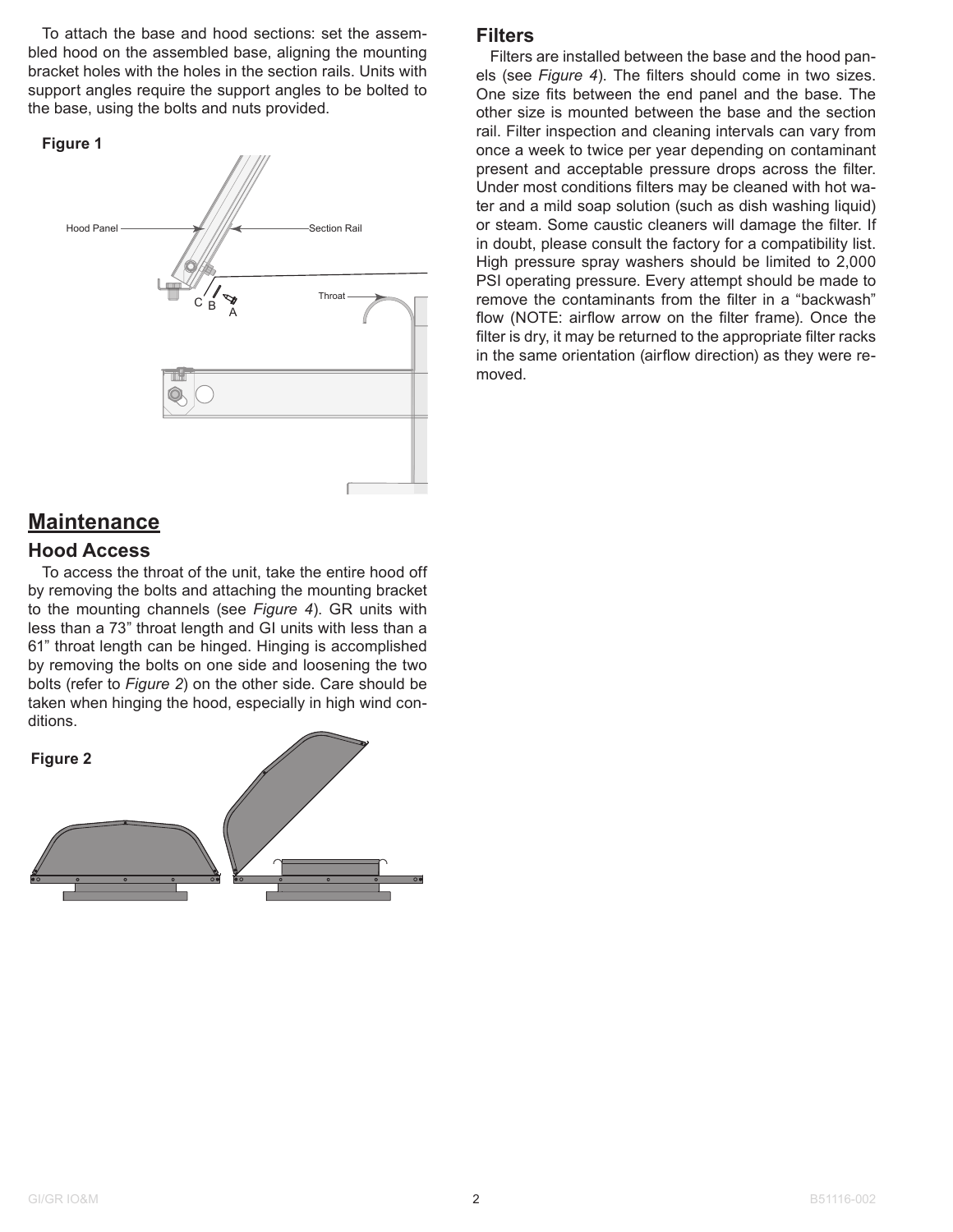To attach the base and hood sections: set the assembled hood on the assembled base, aligning the mounting bracket holes with the holes in the section rails. Units with support angles require the support angles to be bolted to the base, using the bolts and nuts provided.

**Figure 1**

Hood Panel

Section Rail

Throat

C B A

# Maintenance

## Hood Access

To access the throat of the unit, take the entire hood off by removing the bolts and attaching the mounting bracket to the mounting channels (see *Figure 4*). GR units with less than a 73" throat length and GI units with less than a 61" throat length can be hinged. Hinging is accomplished by removing the bolts on one side and loosening the two bolts (refer to *Figure 2*) on the other side. Care should be taken when hinging the hood, especially in high wind conditions.

**Figure 2**

## Filters

Filters are installed between the base and the hood panels (see *Figure 4*). The filters should come in two sizes. One size fits between the end panel and the base. The other size is mounted between the base and the section rail. Filter inspection and cleaning intervals can vary from once a week to twice per year depending on contaminant present and acceptable pressure drops across the filter. Under most conditions filters may be cleaned with hot water and a mild soap solution (such as dish washing liquid) or steam. Some caustic cleaners will damage the filter. If in doubt, please consult the factory for a compatibility list. High pressure spray washers should be limited to 2,000 PSI operating pressure. Every attempt should be made to remove the contaminants from the filter in a "backwash" flow (NOTE: airflow arrow on the filter frame). Once the filter is dry, it may be returned to the appropriate filter racks in the same orientation (airflow direction) as they were removed.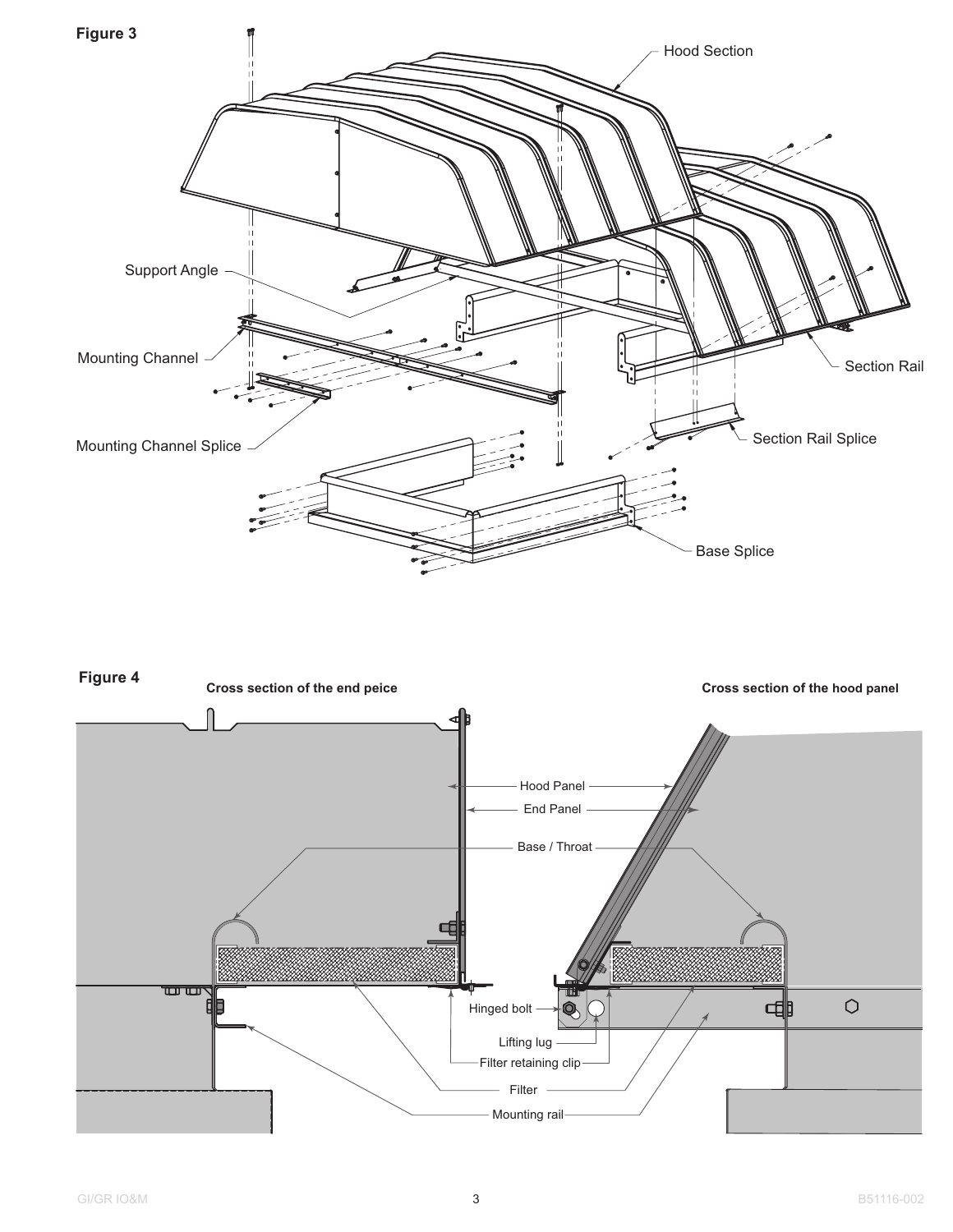**Figure 3**

Hood Section

Support Angle

Mounting Channel

Section Rail

Mounting Channel Splice

Section Rail Splice

Base Splice

**Figure 4**

**Cross section of the end peice**

**Cross section of the hood panel**

Hood Panel

End Panel

Base / Throat

Hinged bolt

Lifting lug

Filter retaining clip

Filter

Mounting rail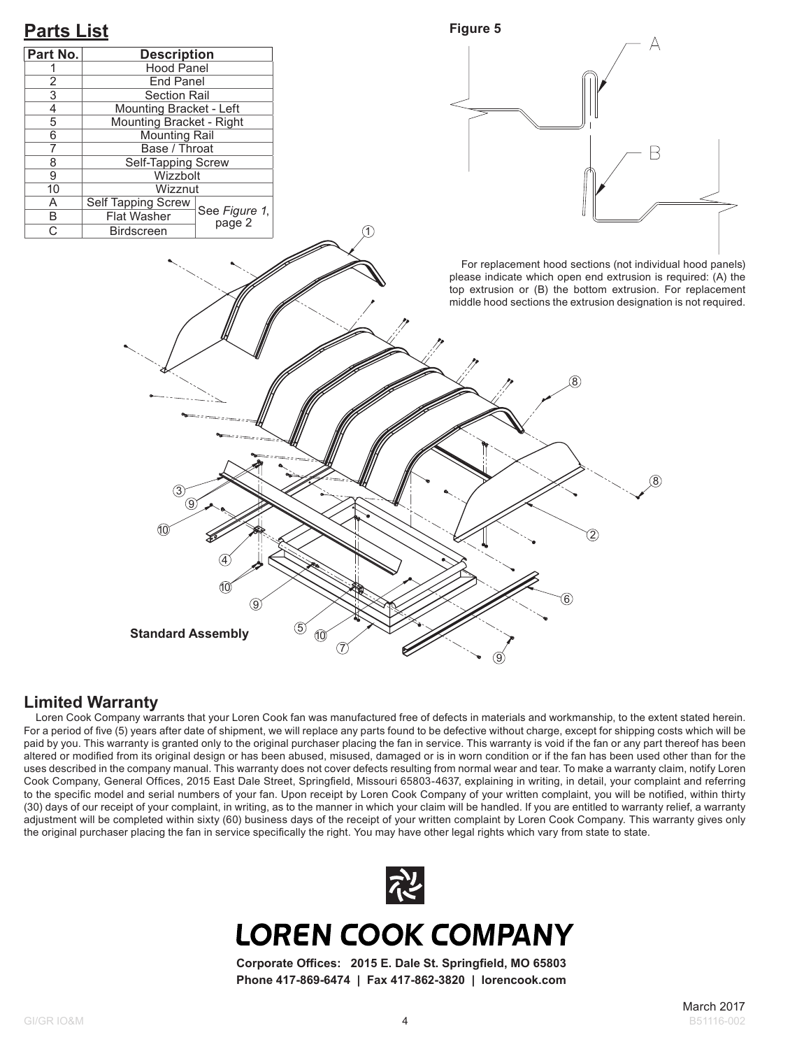## Parts List

| Part No. | Description | |
|---|---|---|
| 1 | Hood Panel | |
| 2 | End Panel | |
| 3 | Section Rail | |
| 4 | Mounting Bracket - Left | |
| 5 | Mounting Bracket - Right | |
| 6 | Mounting Rail | |
| 7 | Base / Throat | |
| 8 | Self-Tapping Screw | |
| 9 | Wizzbolt | |
| 10 | Wizznut | |
| A | Self Tapping Screw | See *Figure 1*, page 2 |
| B | Flat Washer | |
| C | Birdscreen | |

**Figure 5**

A

B

For replacement hood sections (not individual hood panels) please indicate which open end extrusion is required: (A) the top extrusion or (B) the bottom extrusion. For replacement middle hood sections the extrusion designation is not required.

1 2 3 4 5 6 7 8 9 10

**Standard Assembly**

## Limited Warranty

Loren Cook Company warrants that your Loren Cook fan was manufactured free of defects in materials and workmanship, to the extent stated herein. For a period of five (5) years after date of shipment, we will replace any parts found to be defective without charge, except for shipping costs which will be paid by you. This warranty is granted only to the original purchaser placing the fan in service. This warranty is void if the fan or any part thereof has been altered or modified from its original design or has been abused, misused, damaged or is in worn condition or if the fan has been used other than for the uses described in the company manual. This warranty does not cover defects resulting from normal wear and tear. To make a warranty claim, notify Loren Cook Company, General Offices, 2015 East Dale Street, Springfield, Missouri 65803-4637, explaining in writing, in detail, your complaint and referring to the specific model and serial numbers of your fan. Upon receipt by Loren Cook Company of your written complaint, you will be notified, within thirty (30) days of our receipt of your complaint, in writing, as to the manner in which your claim will be handled. If you are entitled to warranty relief, a warranty adjustment will be completed within sixty (60) business days of the receipt of your written complaint by Loren Cook Company. This warranty gives only the original purchaser placing the fan in service specifically the right. You may have other legal rights which vary from state to state.

# LOREN COOK COMPANY

**Corporate Offices: 2015 E. Dale St. Springfield, MO 65803**
**Phone 417-869-6474 | Fax 417-862-3820 | lorencook.com**

March 2017